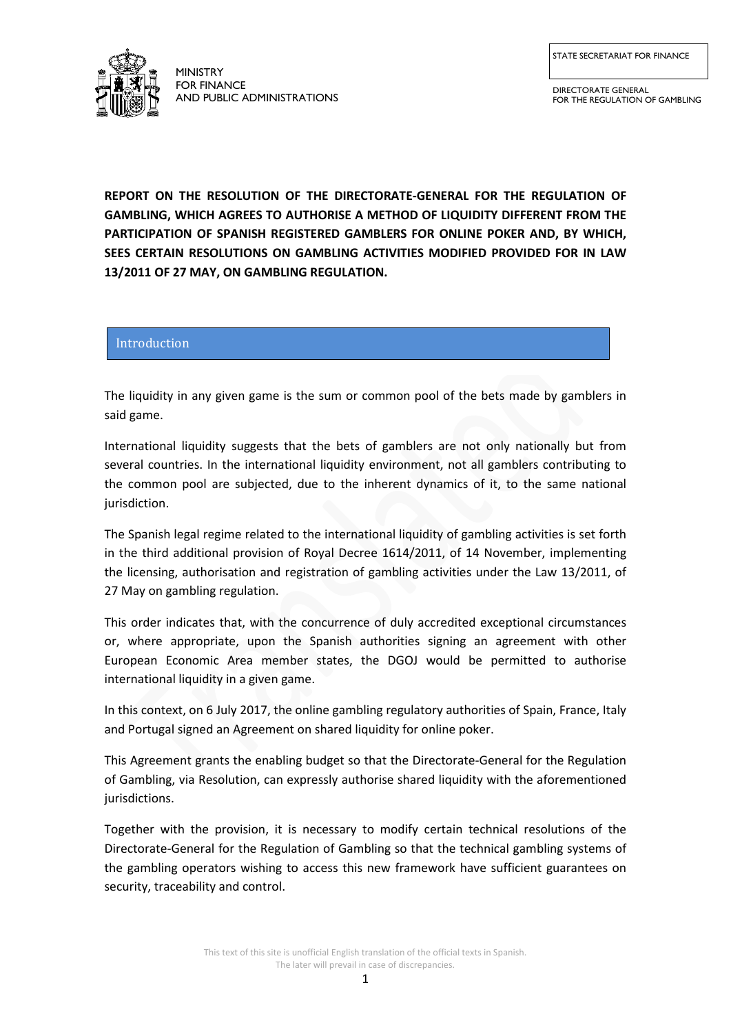MINISTRY FOR FINANCE AND PUBLIC ADMINISTRATIONS

STATE SECRETARIAT FOR FINANCE

DIRECTORATE GENERAL FOR THE REGULATION OF GAMBLING

**REPORT ON THE RESOLUTION OF THE DIRECTORATE-GENERAL FOR THE REGULATION OF GAMBLING, WHICH AGREES TO AUTHORISE A METHOD OF LIQUIDITY DIFFERENT FROM THE PARTICIPATION OF SPANISH REGISTERED GAMBLERS FOR ONLINE POKER AND, BY WHICH, SEES CERTAIN RESOLUTIONS ON GAMBLING ACTIVITIES MODIFIED PROVIDED FOR IN LAW 13/2011 OF 27 MAY, ON GAMBLING REGULATION.**

## Introduction

The liquidity in any given game is the sum or common pool of the bets made by gamblers in said game.

International liquidity suggests that the bets of gamblers are not only nationally but from several countries. In the international liquidity environment, not all gamblers contributing to the common pool are subjected, due to the inherent dynamics of it, to the same national jurisdiction.

The Spanish legal regime related to the international liquidity of gambling activities is set forth in the third additional provision of Royal Decree 1614/2011, of 14 November, implementing the licensing, authorisation and registration of gambling activities under the Law 13/2011, of 27 May on gambling regulation.

This order indicates that, with the concurrence of duly accredited exceptional circumstances or, where appropriate, upon the Spanish authorities signing an agreement with other European Economic Area member states, the DGOJ would be permitted to authorise international liquidity in a given game.

In this context, on 6 July 2017, the online gambling regulatory authorities of Spain, France, Italy and Portugal signed an Agreement on shared liquidity for online poker.

This Agreement grants the enabling budget so that the Directorate-General for the Regulation of Gambling, via Resolution, can expressly authorise shared liquidity with the aforementioned jurisdictions.

Together with the provision, it is necessary to modify certain technical resolutions of the Directorate-General for the Regulation of Gambling so that the technical gambling systems of the gambling operators wishing to access this new framework have sufficient guarantees on security, traceability and control.

This text of this site is unofficial English translation of the official texts in Spanish. The later will prevail in case of discrepancies.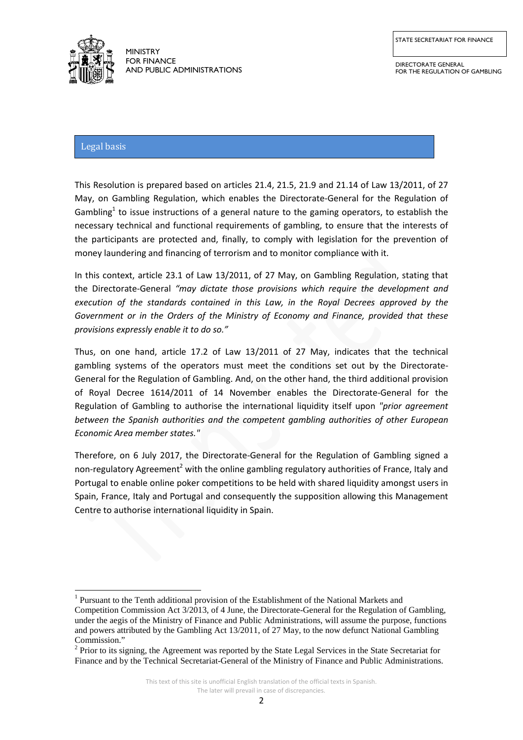## Legal basis

This Resolution is prepared based on articles 21.4, 21.5, 21.9 and 21.14 of Law 13/2011, of 27 May, on Gambling Regulation, which enables the Directorate-General for the Regulation of Gambling[1] to issue instructions of a general nature to the gaming operators, to establish the necessary technical and functional requirements of gambling, to ensure that the interests of the participants are protected and, finally, to comply with legislation for the prevention of money laundering and financing of terrorism and to monitor compliance with it.

In this context, article 23.1 of Law 13/2011, of 27 May, on Gambling Regulation, stating that the Directorate-General *"may dictate those provisions which require the development and execution of the standards contained in this Law, in the Royal Decrees approved by the Government or in the Orders of the Ministry of Economy and Finance, provided that these provisions expressly enable it to do so."*

Thus, on one hand, article 17.2 of Law 13/2011 of 27 May, indicates that the technical gambling systems of the operators must meet the conditions set out by the Directorate-General for the Regulation of Gambling. And, on the other hand, the third additional provision of Royal Decree 1614/2011 of 14 November enables the Directorate-General for the Regulation of Gambling to authorise the international liquidity itself upon *"prior agreement between the Spanish authorities and the competent gambling authorities of other European Economic Area member states."*

Therefore, on 6 July 2017, the Directorate-General for the Regulation of Gambling signed a non-regulatory Agreement[2] with the online gambling regulatory authorities of France, Italy and Portugal to enable online poker competitions to be held with shared liquidity amongst users in Spain, France, Italy and Portugal and consequently the supposition allowing this Management Centre to authorise international liquidity in Spain.

---

[1] Pursuant to the Tenth additional provision of the Establishment of the National Markets and Competition Commission Act 3/2013, of 4 June, the Directorate-General for the Regulation of Gambling, under the aegis of the Ministry of Finance and Public Administrations, will assume the purpose, functions and powers attributed by the Gambling Act 13/2011, of 27 May, to the now defunct National Gambling Commission."

[2] Prior to its signing, the Agreement was reported by the State Legal Services in the State Secretariat for Finance and by the Technical Secretariat-General of the Ministry of Finance and Public Administrations.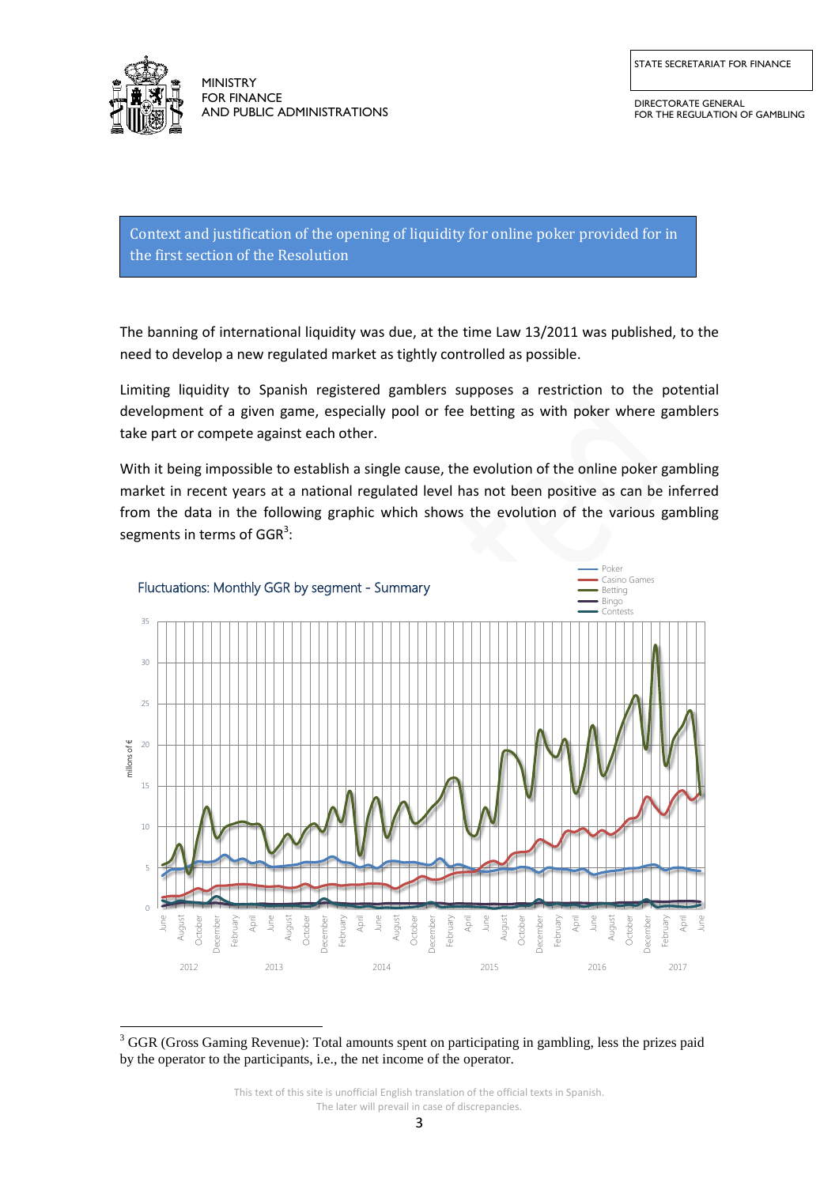## Context and justification of the opening of liquidity for online poker provided for in the first section of the Resolution

The banning of international liquidity was due, at the time Law 13/2011 was published, to the need to develop a new regulated market as tightly controlled as possible.

Limiting liquidity to Spanish registered gamblers supposes a restriction to the potential development of a given game, especially pool or fee betting as with poker where gamblers take part or compete against each other.

With it being impossible to establish a single cause, the evolution of the online poker gambling market in recent years at a national level has not been positive as can be inferred from the data in the following graphic which shows the evolution of the various gambling segments in terms of GGR[3]:

Fluctuations: Monthly GGR by segment - Summary

[3] GGR (Gross Gaming Revenue): Total amounts spent on participating in gambling, less the prizes paid by the operator to the participants, i.e., the net income of the operator.

This text of this site is unofficial English translation of the official texts in Spanish. The later will prevail in case of discrepancies.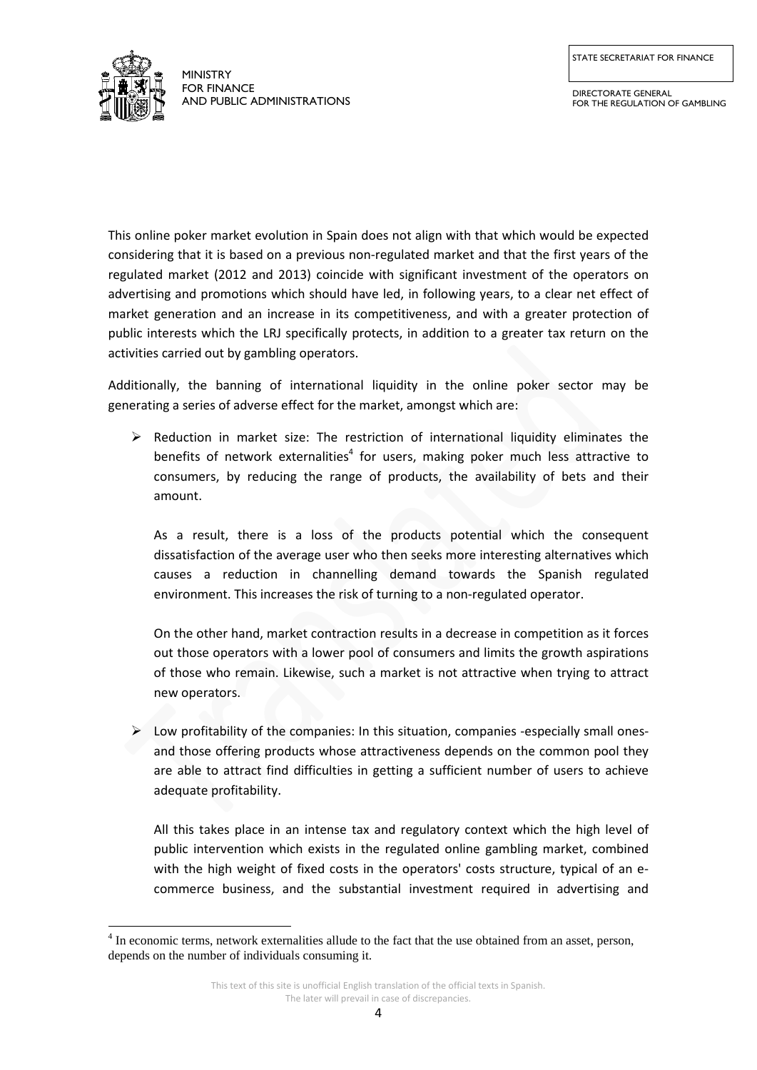This online poker market evolution in Spain does not align with that which would be expected considering that it is based on a previous non-regulated market and that the first years of the regulated market (2012 and 2013) coincide with significant investment of the operators on advertising and promotions which should have led, in following years, to a clear net effect of market generation and an increase in its competitiveness, and with a greater protection of public interests which the LRJ specifically protects, in addition to a greater tax return on the activities carried out by gambling operators.

Additionally, the banning of international liquidity in the online poker sector may be generating a series of adverse effect for the market, amongst which are:

- Reduction in market size: The restriction of international liquidity eliminates the benefits of network externalities[4] for users, making poker much less attractive to consumers, by reducing the range of products, the availability of bets and their amount.

  As a result, there is a loss of the products potential which the consequent dissatisfaction of the average user who then seeks more interesting alternatives which causes a reduction in channelling demand towards the Spanish regulated environment. This increases the risk of turning to a non-regulated operator.

  On the other hand, market contraction results in a decrease in competition as it forces out those operators with a lower pool of consumers and limits the growth aspirations of those who remain. Likewise, such a market is not attractive when trying to attract new operators.

- Low profitability of the companies: In this situation, companies -especially small ones- and those offering products whose attractiveness depends on the common pool they are able to attract find difficulties in getting a sufficient number of users to achieve adequate profitability.

  All this takes place in an intense tax and regulatory context which the high level of public intervention which exists in the regulated online gambling market, combined with the high weight of fixed costs in the operators' costs structure, typical of an e-commerce business, and the substantial investment required in advertising and

[4] In economic terms, network externalities allude to the fact that the use obtained from an asset, person, depends on the number of individuals consuming it.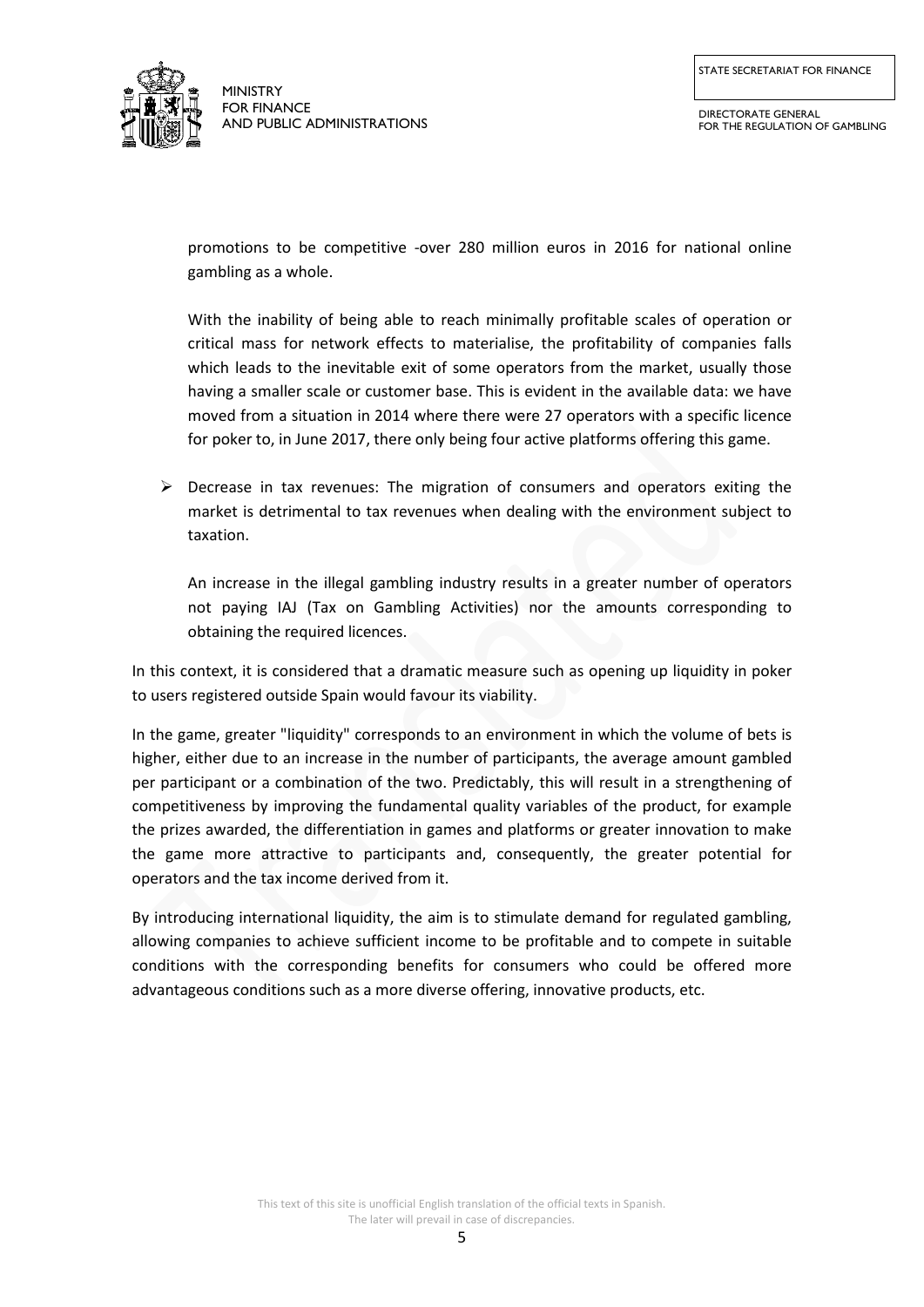promotions to be competitive -over 280 million euros in 2016 for national online gambling as a whole.

With the inability of being able to reach minimally profitable scales of operation or critical mass for network effects to materialise, the profitability of companies falls which leads to the inevitable exit of some operators from the market, usually those having a smaller scale or customer base. This is evident in the available data: we have moved from a situation in 2014 where there were 27 operators with a specific licence for poker to, in June 2017, there only being four active platforms offering this game.

- Decrease in tax revenues: The migration of consumers and operators exiting the market is detrimental to tax revenues when dealing with the environment subject to taxation.

  An increase in the illegal gambling industry results in a greater number of operators not paying IAJ (Tax on Gambling Activities) nor the amounts corresponding to obtaining the required licences.

In this context, it is considered that a dramatic measure such as opening up liquidity in poker to users registered outside Spain would favour its viability.

In the game, greater "liquidity" corresponds to an environment in which the volume of bets is higher, either due to an increase in the number of participants, the average amount gambled per participant or a combination of the two. Predictably, this will result in a strengthening of competitiveness by improving the fundamental quality variables of the product, for example the prizes awarded, the differentiation in games and platforms or greater innovation to make the game more attractive to participants and, consequently, the greater potential for operators and the tax income derived from it.

By introducing international liquidity, the aim is to stimulate demand for regulated gambling, allowing companies to achieve sufficient income to be profitable and to compete in suitable conditions with the corresponding benefits for consumers who could be offered more advantageous conditions such as a more diverse offering, innovative products, etc.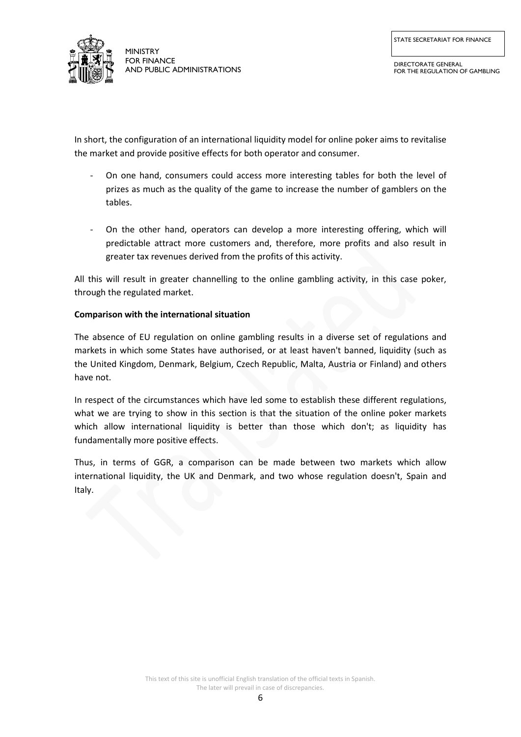In short, the configuration of an international liquidity model for online poker aims to revitalise the market and provide positive effects for both operator and consumer.

- On one hand, consumers could access more interesting tables for both the level of prizes as much as the quality of the game to increase the number of gamblers on the tables.

- On the other hand, operators can develop a more interesting offering, which will predictable attract more customers and, therefore, more profits and also result in greater tax revenues derived from the profits of this activity.

All this will result in greater channelling to the online gambling activity, in this case poker, through the regulated market.

**Comparison with the international situation**

The absence of EU regulation on online gambling results in a diverse set of regulations and markets in which some States have authorised, or at least haven't banned, liquidity (such as the United Kingdom, Denmark, Belgium, Czech Republic, Malta, Austria or Finland) and others have not.

In respect of the circumstances which have led some to establish these different regulations, what we are trying to show in this section is that the situation of the online poker markets which allow international liquidity is better than those which don't; as liquidity has fundamentally more positive effects.

Thus, in terms of GGR, a comparison can be made between two markets which allow international liquidity, the UK and Denmark, and two whose regulation doesn't, Spain and Italy.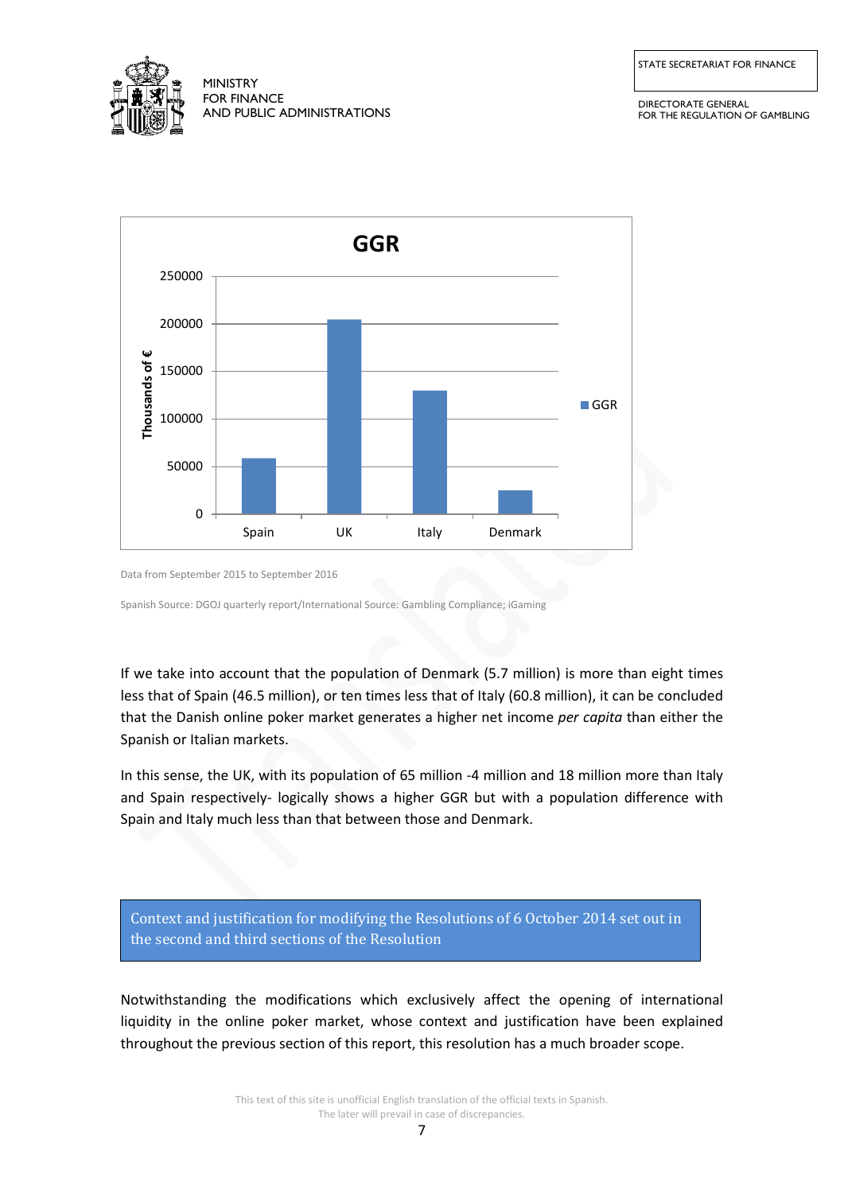Data from September 2015 to September 2016

Spanish Source: DGOJ quarterly report/International Source: Gambling Compliance; iGaming

If we take into account that the population of Denmark (5.7 million) is more than eight times less that of Spain (46.5 million), or ten times less that of Italy (60.8 million), it can be concluded that the Danish online poker market generates a higher net income *per capita* than either the Spanish or Italian markets.

In this sense, the UK, with its population of 65 million -4 million and 18 million more than Italy and Spain respectively- logically shows a higher GGR but with a population difference with Spain and Italy much less than that between those and Denmark.

## Context and justification for modifying the Resolutions of 6 October 2014 set out in the second and third sections of the Resolution

Notwithstanding the modifications which exclusively affect the opening of international liquidity in the online poker market, whose context and justification have been explained throughout the previous section of this report, this resolution has a much broader scope.

This text of this site is unofficial English translation of the official texts in Spanish.
The later will prevail in case of discrepancies.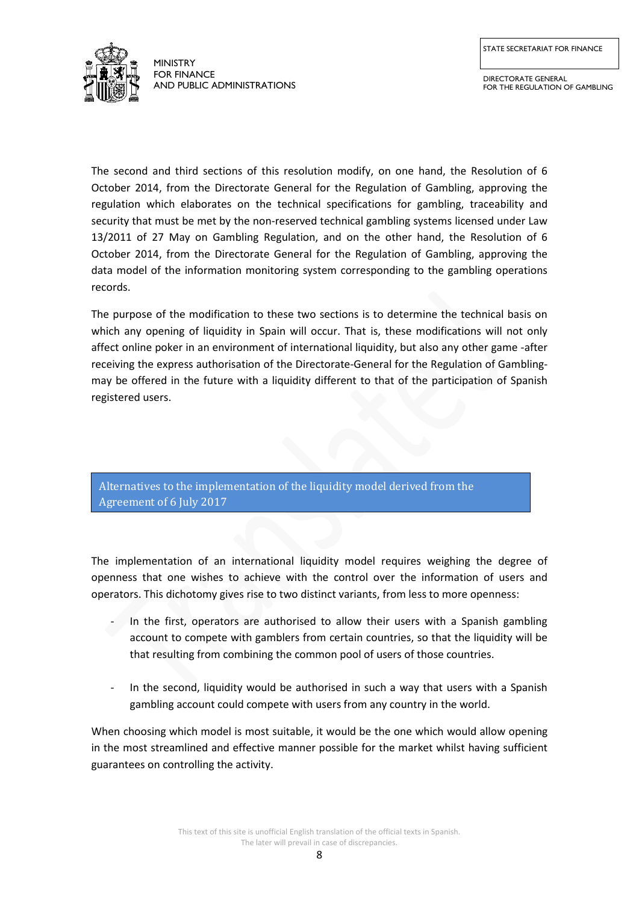The second and third sections of this resolution modify, on one hand, the Resolution of 6 October 2014, from the Directorate General for the Regulation of Gambling, approving the regulation which elaborates on the technical specifications for gambling, traceability and security that must be met by the non-reserved technical gambling systems licensed under Law 13/2011 of 27 May on Gambling Regulation, and on the other hand, the Resolution of 6 October 2014, from the Directorate General for the Regulation of Gambling, approving the data model of the information monitoring system corresponding to the gambling operations records.

The purpose of the modification to these two sections is to determine the technical basis on which any opening of liquidity in Spain will occur. That is, these modifications will not only affect online poker in an environment of international liquidity, but also any other game -after receiving the express authorisation of the Directorate-General for the Regulation of Gambling- may be offered in the future with a liquidity different to that of the participation of Spanish registered users.

## Alternatives to the implementation of the liquidity model derived from the Agreement of 6 July 2017

The implementation of an international liquidity model requires weighing the degree of openness that one wishes to achieve with the control over the information of users and operators. This dichotomy gives rise to two distinct variants, from less to more openness:

- In the first, operators are authorised to allow their users with a Spanish gambling account to compete with gamblers from certain countries, so that the liquidity will be that resulting from combining the common pool of users of those countries.

- In the second, liquidity would be authorised in such a way that users with a Spanish gambling account could compete with users from any country in the world.

When choosing which model is most suitable, it would be the one which would allow opening in the most streamlined and effective manner possible for the market whilst having sufficient guarantees on controlling the activity.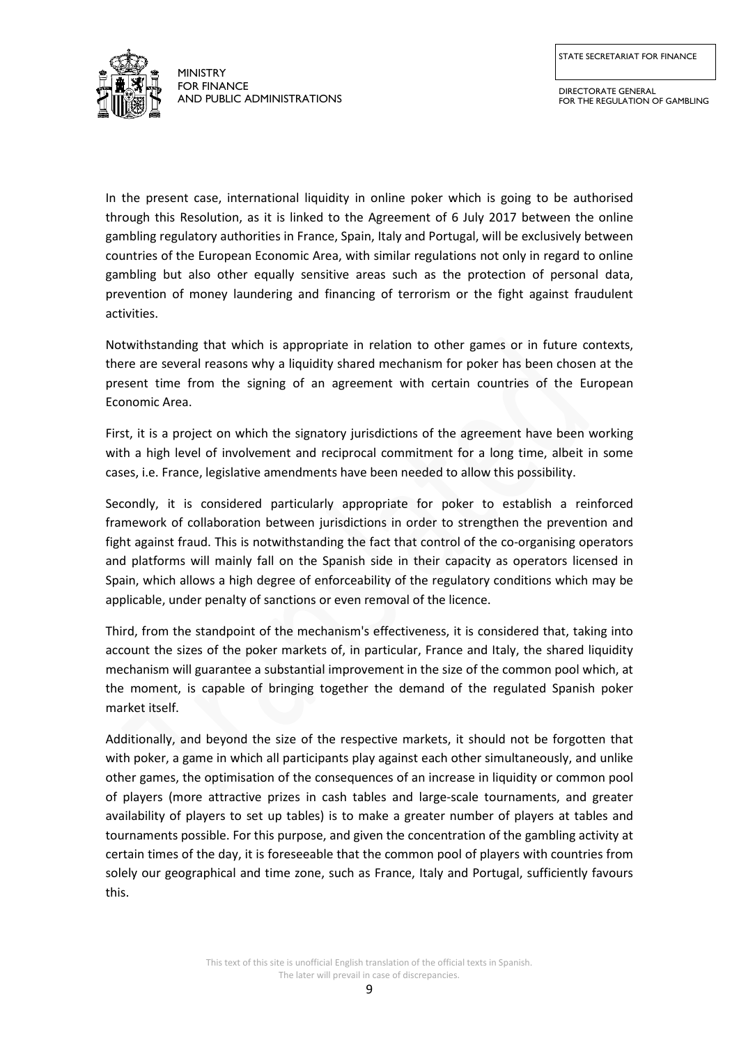In the present case, international liquidity in online poker which is going to be authorised through this Resolution, as it is linked to the Agreement of 6 July 2017 between the online gambling regulatory authorities in France, Spain, Italy and Portugal, will be exclusively between countries of the European Economic Area, with similar regulations not only in regard to online gambling but also other equally sensitive areas such as the protection of personal data, prevention of money laundering and financing of terrorism or the fight against fraudulent activities.

Notwithstanding that which is appropriate in relation to other games or in future contexts, there are several reasons why a liquidity shared mechanism for poker has been chosen at the present time from the signing of an agreement with certain countries of the European Economic Area.

First, it is a project on which the signatory jurisdictions of the agreement have been working with a high level of involvement and reciprocal commitment for a long time, albeit in some cases, i.e. France, legislative amendments have been needed to allow this possibility.

Secondly, it is considered particularly appropriate for poker to establish a reinforced framework of collaboration between jurisdictions in order to strengthen the prevention and fight against fraud. This is notwithstanding the fact that control of the co-organising operators and platforms will mainly fall on the Spanish side in their capacity as operators licensed in Spain, which allows a high degree of enforceability of the regulatory conditions which may be applicable, under penalty of sanctions or even removal of the licence.

Third, from the standpoint of the mechanism's effectiveness, it is considered that, taking into account the sizes of the poker markets of, in particular, France and Italy, the shared liquidity mechanism will guarantee a substantial improvement in the size of the common pool which, at the moment, is capable of bringing together the demand of the regulated Spanish poker market itself.

Additionally, and beyond the size of the respective markets, it should not be forgotten that with poker, a game in which all participants play against each other simultaneously, and unlike other games, the optimisation of the consequences of an increase in liquidity or common pool of players (more attractive prizes in cash tables and large-scale tournaments, and greater availability of players to set up tables) is to make a greater number of players at tables and tournaments possible. For this purpose, and given the concentration of the gambling activity at certain times of the day, it is foreseeable that the common pool of players with countries from solely our geographical and time zone, such as France, Italy and Portugal, sufficiently favours this.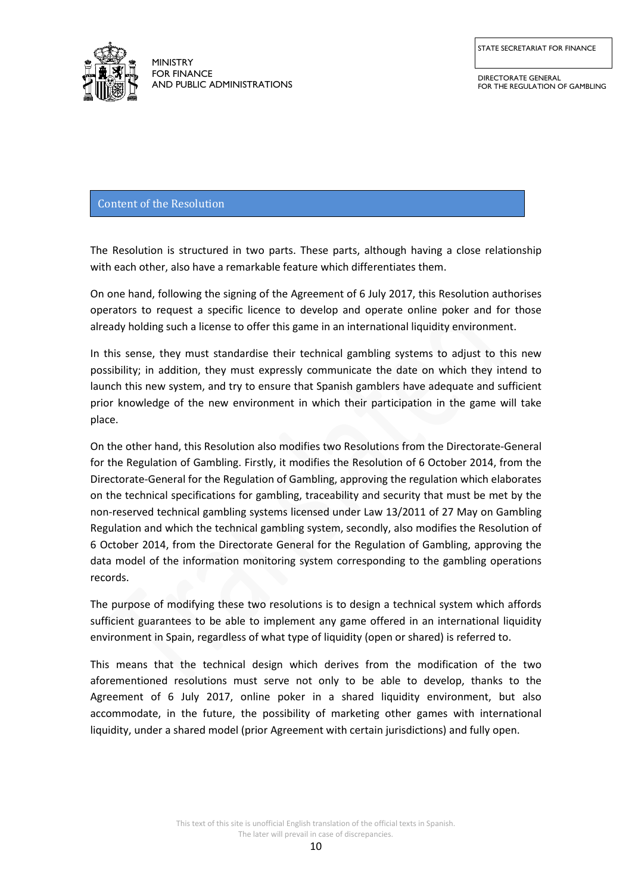## Content of the Resolution

The Resolution is structured in two parts. These parts, although having a close relationship with each other, also have a remarkable feature which differentiates them.

On one hand, following the signing of the Agreement of 6 July 2017, this Resolution authorises operators to request a specific licence to develop and operate online poker and for those already holding such a license to offer this game in an international liquidity environment.

In this sense, they must standardise their technical gambling systems to adjust to this new possibility; in addition, they must expressly communicate the date on which they intend to launch this new system, and try to ensure that Spanish gamblers have adequate and sufficient prior knowledge of the new environment in which their participation in the game will take place.

On the other hand, this Resolution also modifies two Resolutions from the Directorate-General for the Regulation of Gambling. Firstly, it modifies the Resolution of 6 October 2014, from the Directorate-General for the Regulation of Gambling, approving the regulation which elaborates on the technical specifications for gambling, traceability and security that must be met by the non-reserved technical gambling systems licensed under Law 13/2011 of 27 May on Gambling Regulation and which the technical gambling system, secondly, also modifies the Resolution of 6 October 2014, from the Directorate General for the Regulation of Gambling, approving the data model of the information monitoring system corresponding to the gambling operations records.

The purpose of modifying these two resolutions is to design a technical system which affords sufficient guarantees to be able to implement any game offered in an international liquidity environment in Spain, regardless of what type of liquidity (open or shared) is referred to.

This means that the technical design which derives from the modification of the two aforementioned resolutions must serve not only to be able to develop, thanks to the Agreement of 6 July 2017, online poker in a shared liquidity environment, but also accommodate, in the future, the possibility of marketing other games with international liquidity, under a shared model (prior Agreement with certain jurisdictions) and fully open.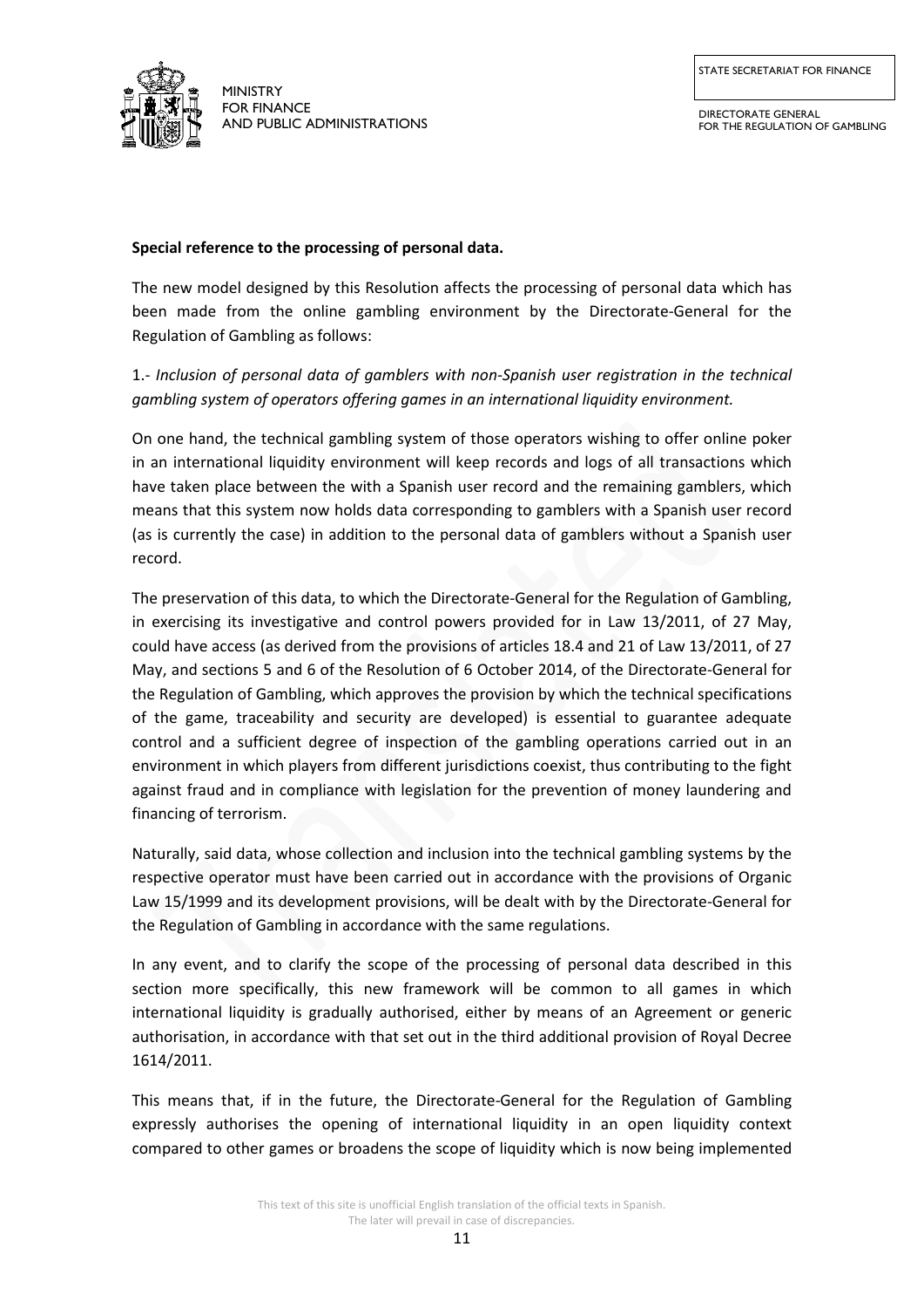**Special reference to the processing of personal data.**

The new model designed by this Resolution affects the processing of personal data which has been made from the online gambling environment by the Directorate-General for the Regulation of Gambling as follows:

1.- *Inclusion of personal data of gamblers with non-Spanish user registration in the technical gambling system of operators offering games in an international liquidity environment.*

On one hand, the technical gambling system of those operators wishing to offer online poker in an international liquidity environment will keep records and logs of all transactions which have taken place between the with a Spanish user record and the remaining gamblers, which means that this system now holds data corresponding to gamblers with a Spanish user record (as is currently the case) in addition to the personal data of gamblers without a Spanish user record.

The preservation of this data, to which the Directorate-General for the Regulation of Gambling, in exercising its investigative and control powers provided for in Law 13/2011, of 27 May, could have access (as derived from the provisions of articles 18.4 and 21 of Law 13/2011, of 27 May, and sections 5 and 6 of the Resolution of 6 October 2014, of the Directorate-General for the Regulation of Gambling, which approves the provision by which the technical specifications of the game, traceability and security are developed) is essential to guarantee adequate control and a sufficient degree of inspection of the gambling operations carried out in an environment in which players from different jurisdictions coexist, thus contributing to the fight against fraud and in compliance with legislation for the prevention of money laundering and financing of terrorism.

Naturally, said data, whose collection and inclusion into the technical gambling systems by the respective operator must have been carried out in accordance with the provisions of Organic Law 15/1999 and its development provisions, will be dealt with by the Directorate-General for the Regulation of Gambling in accordance with the same regulations.

In any event, and to clarify the scope of the processing of personal data described in this section more specifically, this new framework will be common to all games in which international liquidity is gradually authorised, either by means of an Agreement or generic authorisation, in accordance with that set out in the third additional provision of Royal Decree 1614/2011.

This means that, if in the future, the Directorate-General for the Regulation of Gambling expressly authorises the opening of international liquidity in an open liquidity context compared to other games or broadens the scope of liquidity which is now being implemented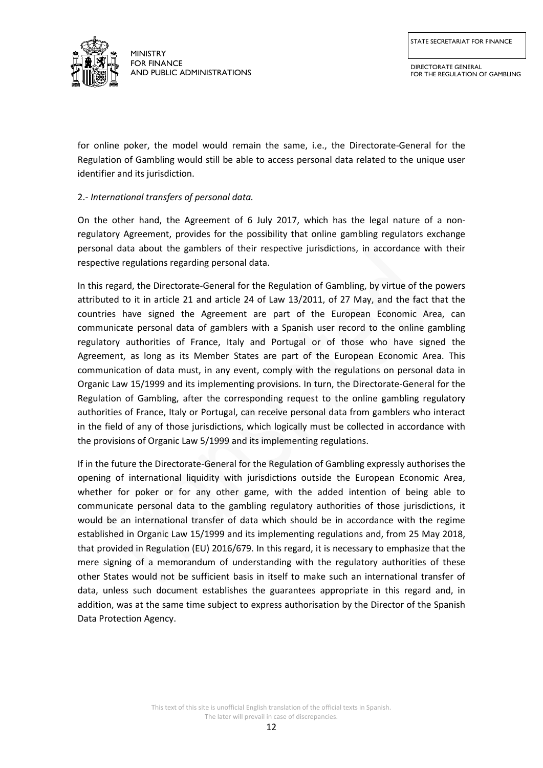for online poker, the model would remain the same, i.e., the Directorate-General for the Regulation of Gambling would still be able to access personal data related to the unique user identifier and its jurisdiction.

2.- *International transfers of personal data.*

On the other hand, the Agreement of 6 July 2017, which has the legal nature of a non-regulatory Agreement, provides for the possibility that online gambling regulators exchange personal data about the gamblers of their respective jurisdictions, in accordance with their respective regulations regarding personal data.

In this regard, the Directorate-General for the Regulation of Gambling, by virtue of the powers attributed to it in article 21 and article 24 of Law 13/2011, of 27 May, and the fact that the countries have signed the Agreement are part of the European Economic Area, can communicate personal data of gamblers with a Spanish user record to the online gambling regulatory authorities of France, Italy and Portugal or of those who have signed the Agreement, as long as its Member States are part of the European Economic Area. This communication of data must, in any event, comply with the regulations on personal data in Organic Law 15/1999 and its implementing provisions. In turn, the Directorate-General for the Regulation of Gambling, after the corresponding request to the online gambling regulatory authorities of France, Italy or Portugal, can receive personal data from gamblers who interact in the field of any of those jurisdictions, which logically must be collected in accordance with the provisions of Organic Law 5/1999 and its implementing regulations.

If in the future the Directorate-General for the Regulation of Gambling expressly authorises the opening of international liquidity with jurisdictions outside the European Economic Area, whether for poker or for any other game, with the added intention of being able to communicate personal data to the gambling regulatory authorities of those jurisdictions, it would be an international transfer of data which should be in accordance with the regime established in Organic Law 15/1999 and its implementing regulations and, from 25 May 2018, that provided in Regulation (EU) 2016/679. In this regard, it is necessary to emphasize that the mere signing of a memorandum of understanding with the regulatory authorities of these other States would not be sufficient basis in itself to make such an international transfer of data, unless such document establishes the guarantees appropriate in this regard and, in addition, was at the same time subject to express authorisation by the Director of the Spanish Data Protection Agency.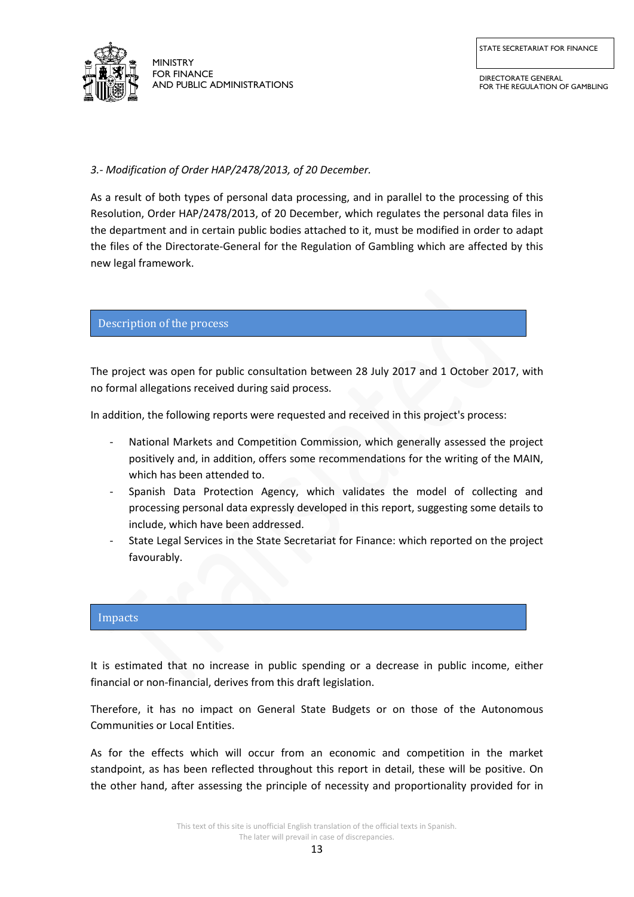*3.- Modification of Order HAP/2478/2013, of 20 December.*

As a result of both types of personal data processing, and in parallel to the processing of this Resolution, Order HAP/2478/2013, of 20 December, which regulates the personal data files in the department and in certain public bodies attached to it, must be modified in order to adapt the files of the Directorate-General for the Regulation of Gambling which are affected by this new legal framework.

## Description of the process

The project was open for public consultation between 28 July 2017 and 1 October 2017, with no formal allegations received during said process.

In addition, the following reports were requested and received in this project's process:

- National Markets and Competition Commission, which generally assessed the project positively and, in addition, offers some recommendations for the writing of the MAIN, which has been attended to.
- Spanish Data Protection Agency, which validates the model of collecting and processing personal data expressly developed in this report, suggesting some details to include, which have been addressed.
- State Legal Services in the State Secretariat for Finance: which reported on the project favourably.

## Impacts

It is estimated that no increase in public spending or a decrease in public income, either financial or non-financial, derives from this draft legislation.

Therefore, it has no impact on General State Budgets or on those of the Autonomous Communities or Local Entities.

As for the effects which will occur from an economic and competition in the market standpoint, as has been reflected throughout this report in detail, these will be positive. On the other hand, after assessing the principle of necessity and proportionality provided for in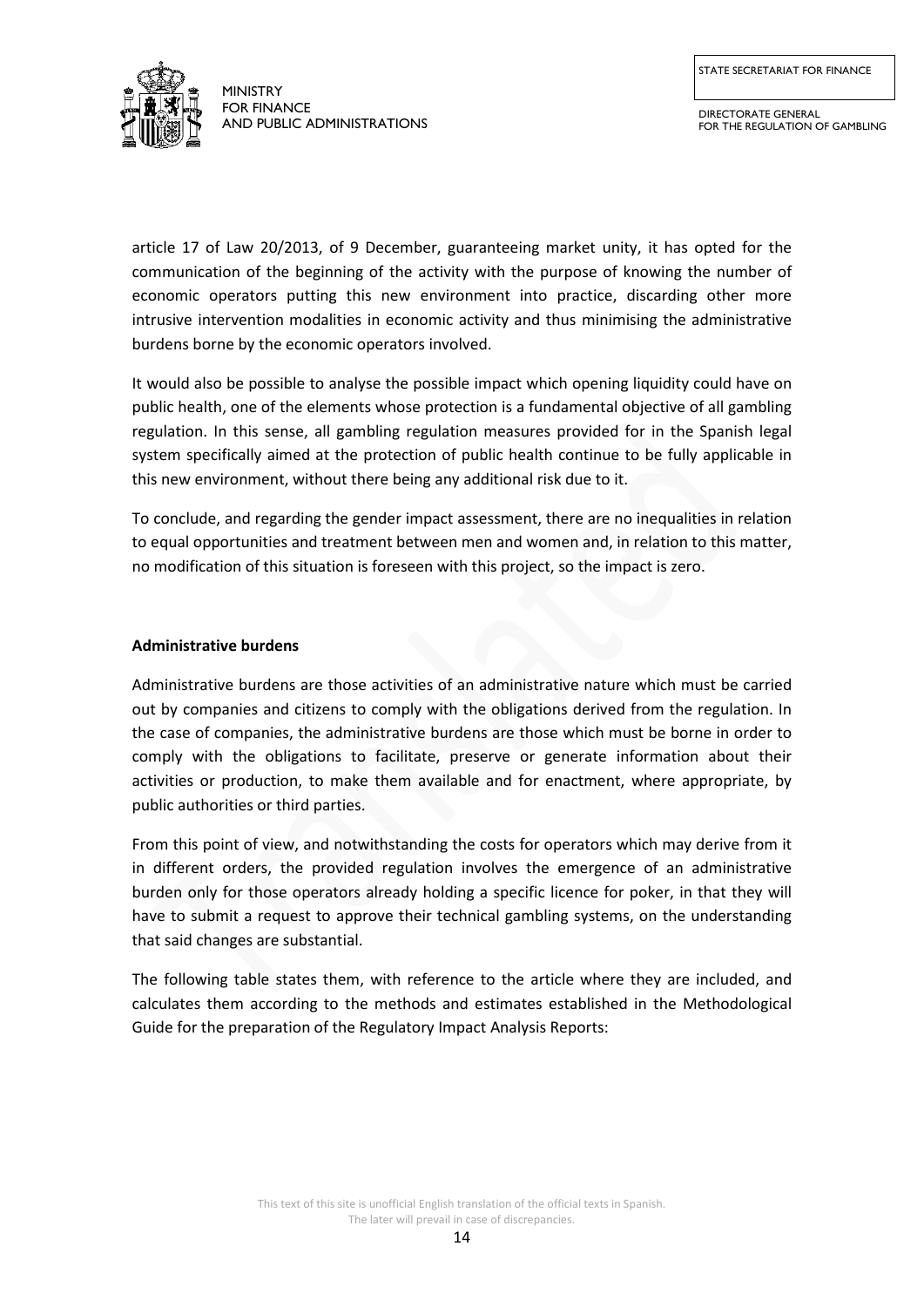article 17 of Law 20/2013, of 9 December, guaranteeing market unity, it has opted for the communication of the beginning of the activity with the purpose of knowing the number of economic operators putting this new environment into practice, discarding other more intrusive intervention modalities in economic activity and thus minimising the administrative burdens borne by the economic operators involved.

It would also be possible to analyse the possible impact which opening liquidity could have on public health, one of the elements whose protection is a fundamental objective of all gambling regulation. In this sense, all gambling regulation measures provided for in the Spanish legal system specifically aimed at the protection of public health continue to be fully applicable in this new environment, without there being any additional risk due to it.

To conclude, and regarding the gender impact assessment, there are no inequalities in relation to equal opportunities and treatment between men and women and, in relation to this matter, no modification of this situation is foreseen with this project, so the impact is zero.

**Administrative burdens**

Administrative burdens are those activities of an administrative nature which must be carried out by companies and citizens to comply with the obligations derived from the regulation. In the case of companies, the administrative burdens are those which must be borne in order to comply with the obligations to facilitate, preserve or generate information about their activities or production, to make them available and for enactment, where appropriate, by public authorities or third parties.

From this point of view, and notwithstanding the costs for operators which may derive from it in different orders, the provided regulation involves the emergence of an administrative burden only for those operators already holding a specific licence for poker, in that they will have to submit a request to approve their technical gambling systems, on the understanding that said changes are substantial.

The following table states them, with reference to the article where they are included, and calculates them according to the methods and estimates established in the Methodological Guide for the preparation of the Regulatory Impact Analysis Reports: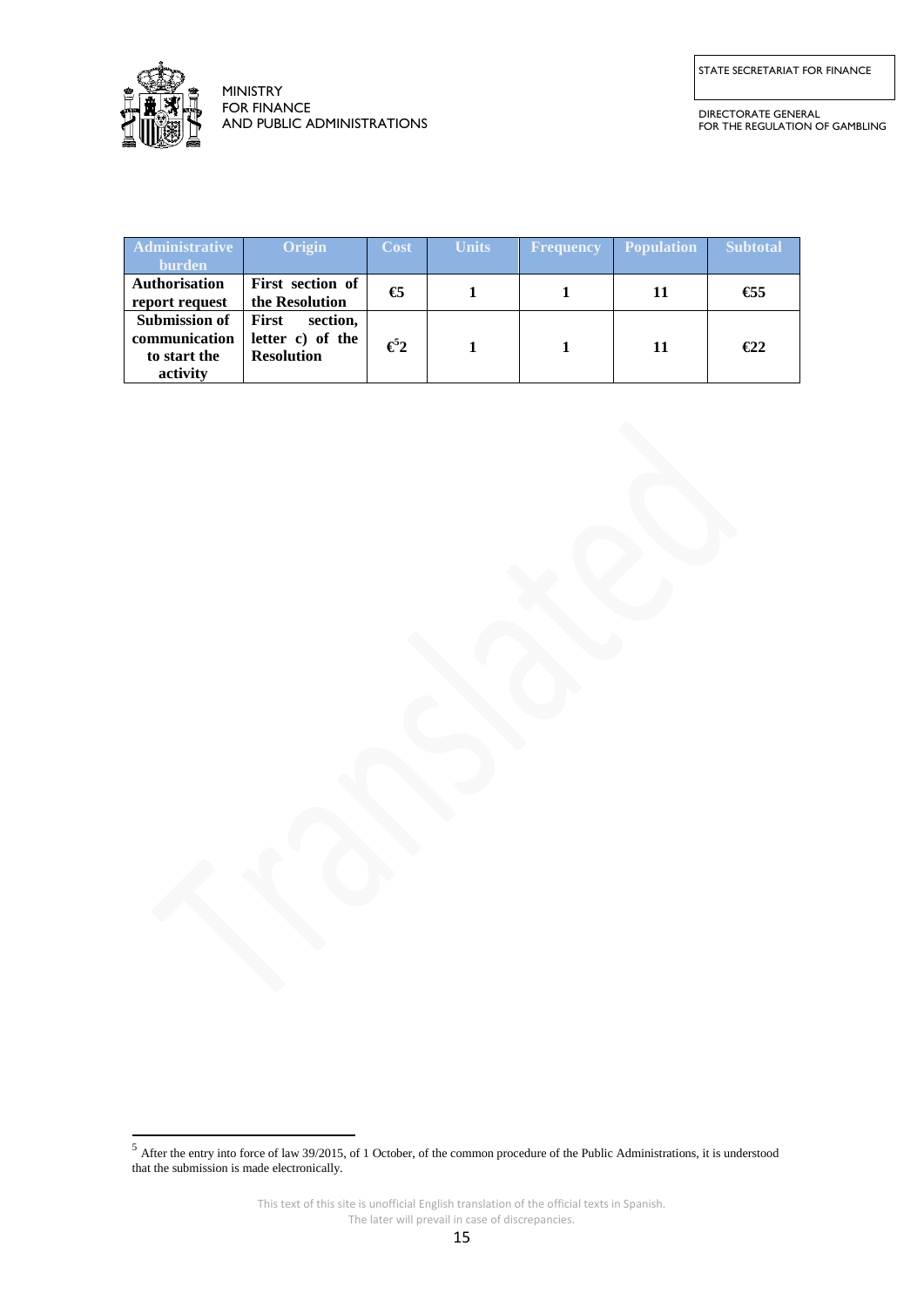| Administrative burden | Origin | Cost | Units | Frequency | Population | Subtotal |
|---|---|---|---|---|---|---|
| **Authorisation report request** | **First section of the Resolution** | **€5** | **1** | **1** | **11** | **€55** |
| **Submission of communication to start the activity** | **First section, letter c) of the Resolution** | **€[5]2** | **1** | **1** | **11** | **€22** |

[5] After the entry into force of law 39/2015, of 1 October, of the common procedure of the Public Administrations, it is understood that the submission is made electronically.